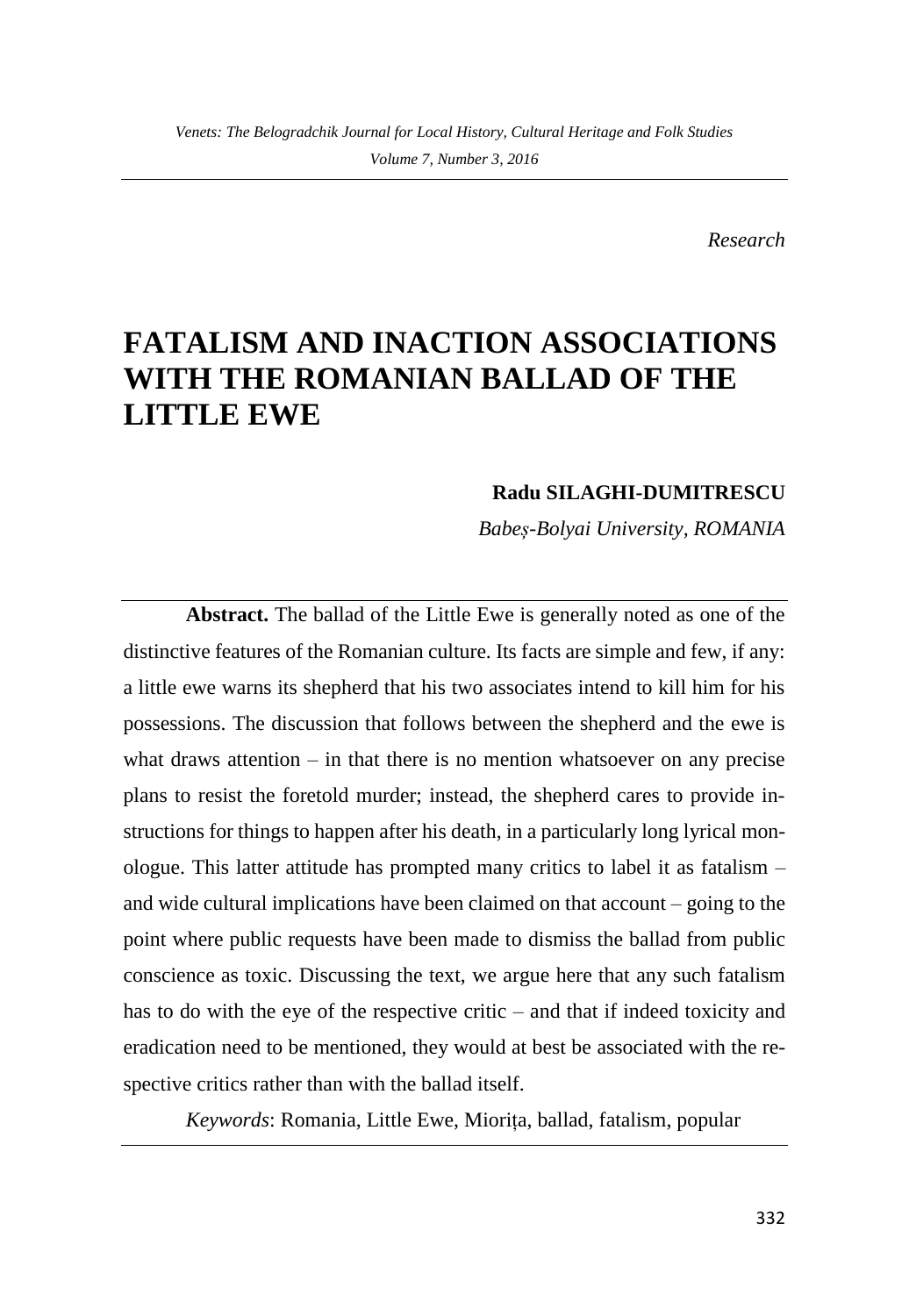*Research*

# FATALISM AND INACTION ASSOCIATIONS WITH THE ROMANIAN BALLAD OF THE LITTLE EWE

**Radu SILAGHI-DUMITRESCU**

*Babeș-Bolyai University, ROMANIA*

**Abstract.** The ballad of the Little Ewe is generally noted as one of the distinctive features of the Romanian culture. Its facts are simple and few, if any: a little ewe warns its shepherd that his two associates intend to kill him for his possessions. The discussion that follows between the shepherd and the ewe is what draws attention – in that there is no mention whatsoever on any precise plans to resist the foretold murder; instead, the shepherd cares to provide instructions for things to happen after his death, in a particularly long lyrical monologue. This latter attitude has prompted many critics to label it as fatalism – and wide cultural implications have been claimed on that account – going to the point where public requests have been made to dismiss the ballad from public conscience as toxic. Discussing the text, we argue here that any such fatalism has to do with the eye of the respective critic – and that if indeed toxicity and eradication need to be mentioned, they would at best be associated with the respective critics rather than with the ballad itself.

*Keywords*: Romania, Little Ewe, Miorița, ballad, fatalism, popular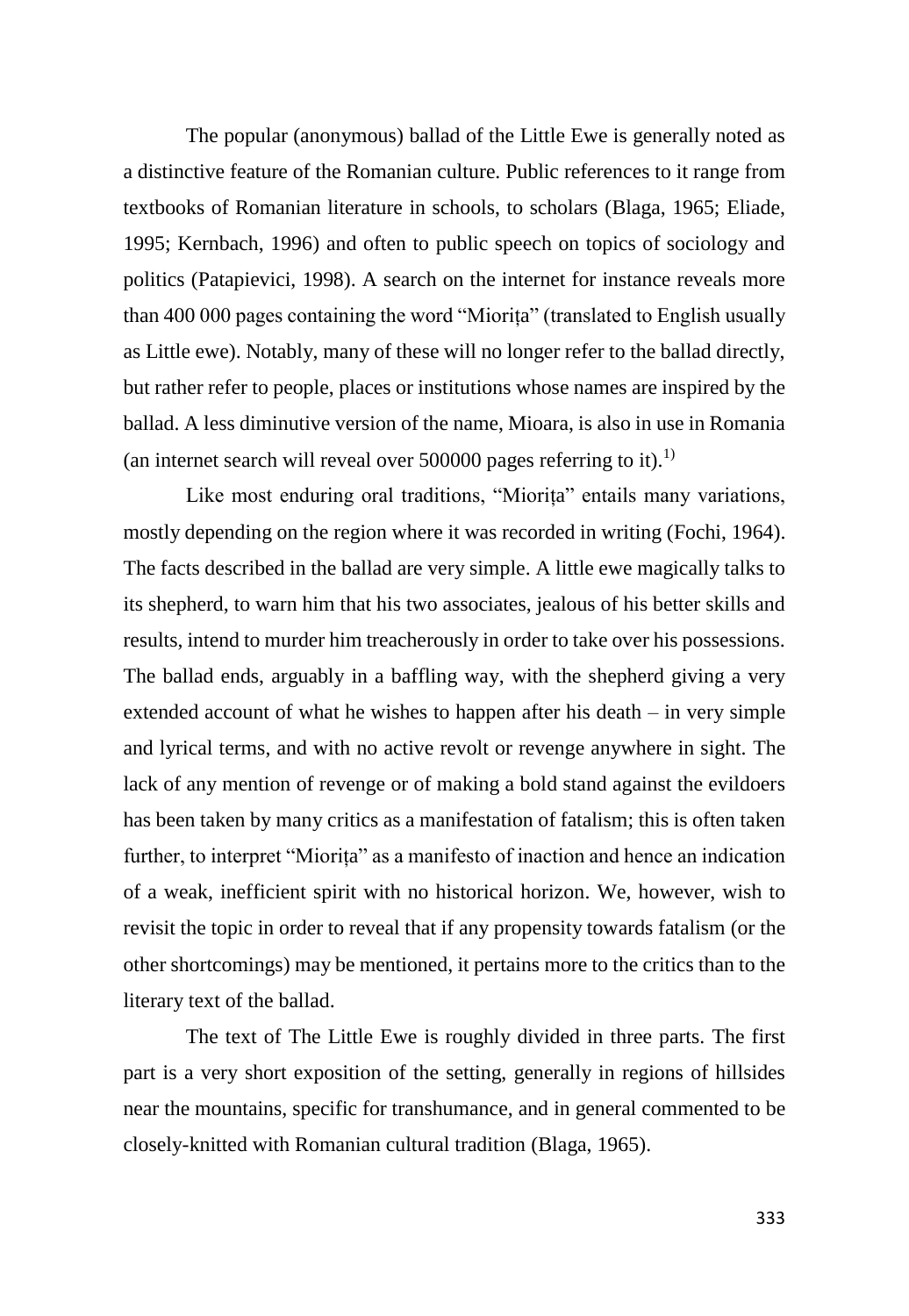The popular (anonymous) ballad of the Little Ewe is generally noted as a distinctive feature of the Romanian culture. Public references to it range from textbooks of Romanian literature in schools, to scholars (Blaga, 1965; Eliade, 1995; Kernbach, 1996) and often to public speech on topics of sociology and politics (Patapievici, 1998). A search on the internet for instance reveals more than 400 000 pages containing the word "Miorița" (translated to English usually as Little ewe). Notably, many of these will no longer refer to the ballad directly, but rather refer to people, places or institutions whose names are inspired by the ballad. A less diminutive version of the name, Mioara, is also in use in Romania (an internet search will reveal over 500000 pages referring to it).[1)]

Like most enduring oral traditions, "Miorița" entails many variations, mostly depending on the region where it was recorded in writing (Fochi, 1964). The facts described in the ballad are very simple. A little ewe magically talks to its shepherd, to warn him that his two associates, jealous of his better skills and results, intend to murder him treacherously in order to take over his possessions. The ballad ends, arguably in a baffling way, with the shepherd giving a very extended account of what he wishes to happen after his death – in very simple and lyrical terms, and with no active revolt or revenge anywhere in sight. The lack of any mention of revenge or of making a bold stand against the evildoers has been taken by many critics as a manifestation of fatalism; this is often taken further, to interpret "Miorița" as a manifesto of inaction and hence an indication of a weak, inefficient spirit with no historical horizon. We, however, wish to revisit the topic in order to reveal that if any propensity towards fatalism (or the other shortcomings) may be mentioned, it pertains more to the critics than to the literary text of the ballad.

The text of The Little Ewe is roughly divided in three parts. The first part is a very short exposition of the setting, generally in regions of hillsides near the mountains, specific for transhumance, and in general commented to be closely-knitted with Romanian cultural tradition (Blaga, 1965).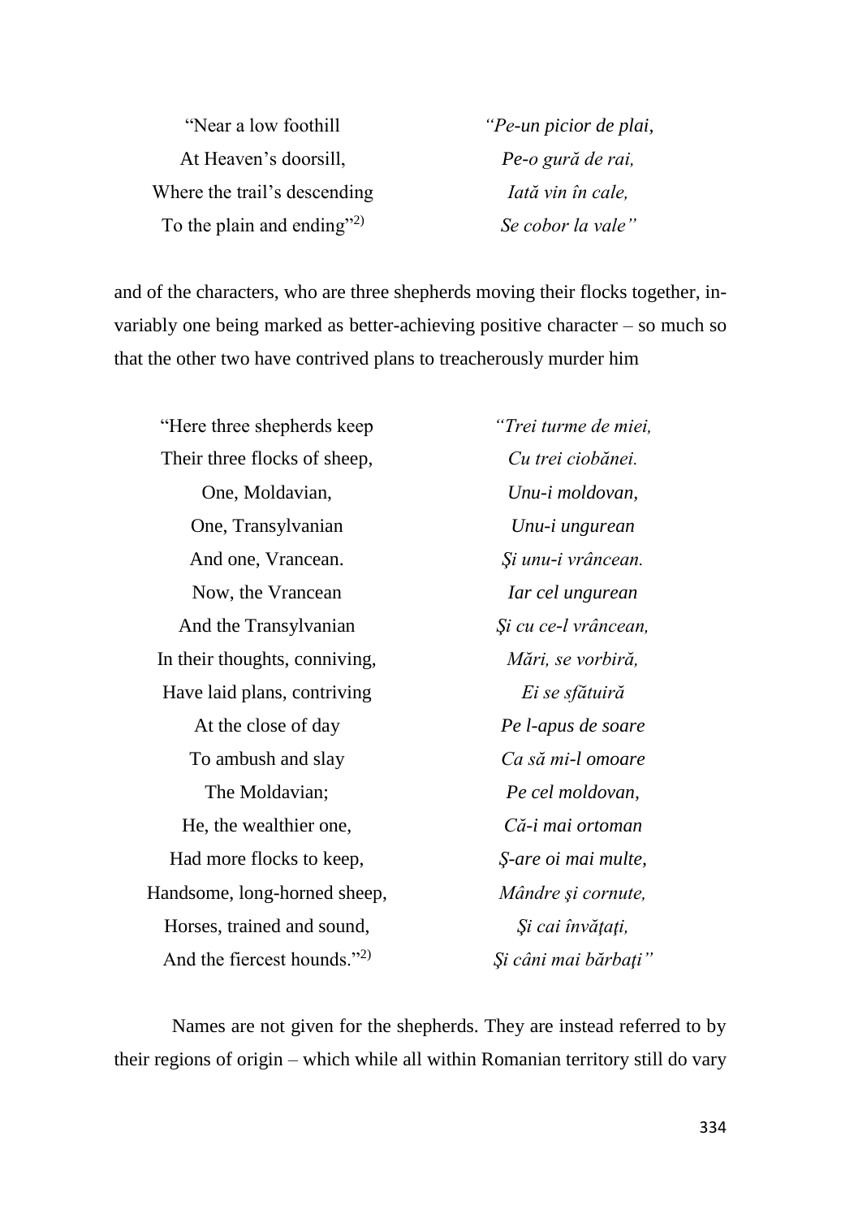| | |
|---|---|
| "Near a low foothill | *"Pe-un picior de plai,* |
| At Heaven's doorsill, | *Pe-o gură de rai,* |
| Where the trail's descending | *Iată vin în cale,* |
| To the plain and ending"[2)] | *Se cobor la vale"* |

and of the characters, who are three shepherds moving their flocks together, invariably one being marked as better-achieving positive character – so much so that the other two have contrived plans to treacherously murder him

| | |
|---|---|
| "Here three shepherds keep | *"Trei turme de miei,* |
| Their three flocks of sheep, | *Cu trei ciobănei.* |
| One, Moldavian, | *Unu-i moldovan,* |
| One, Transylvanian | *Unu-i ungurean* |
| And one, Vrancean. | *Şi unu-i vrâncean.* |
| Now, the Vrancean | *Iar cel ungurean* |
| And the Transylvanian | *Şi cu ce-l vrâncean,* |
| In their thoughts, conniving, | *Mări, se vorbiră,* |
| Have laid plans, contriving | *Ei se sfătuiră* |
| At the close of day | *Pe l-apus de soare* |
| To ambush and slay | *Ca să mi-l omoare* |
| The Moldavian; | *Pe cel moldovan,* |
| He, the wealthier one, | *Că-i mai ortoman* |
| Had more flocks to keep, | *Ş-are oi mai multe,* |
| Handsome, long-horned sheep, | *Mândre şi cornute,* |
| Horses, trained and sound, | *Şi cai învăţaţi,* |
| And the fiercest hounds."[2)] | *Şi câni mai bărbaţi"* |

Names are not given for the shepherds. They are instead referred to by their regions of origin – which while all within Romanian territory still do vary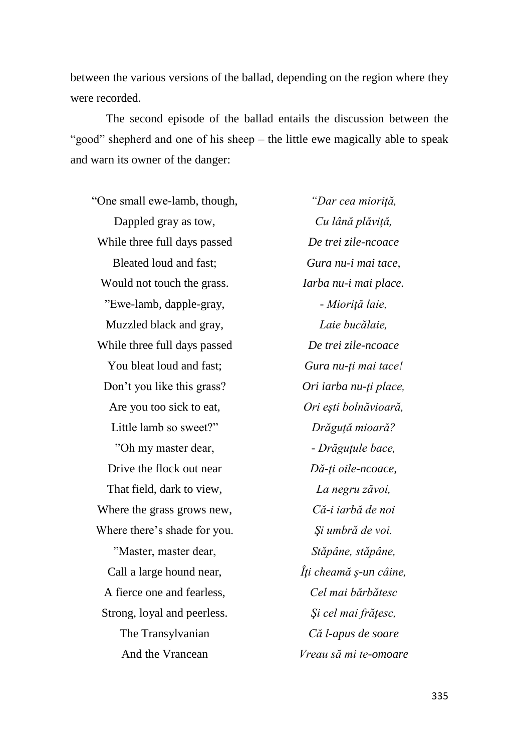between the various versions of the ballad, depending on the region where they were recorded.

The second episode of the ballad entails the discussion between the "good" shepherd and one of his sheep – the little ewe magically able to speak and warn its owner of the danger:

| | |
|---|---|
| "One small ewe-lamb, though, | *"Dar cea mioriţă,* |
| Dappled gray as tow, | *Cu lână plăviţă,* |
| While three full days passed | *De trei zile-ncoace* |
| Bleated loud and fast; | *Gura nu-i mai tace,* |
| Would not touch the grass. | *Iarba nu-i mai place.* |
| "Ewe-lamb, dapple-gray, | *- Mioriţă laie,* |
| Muzzled black and gray, | *Laie bucălaie,* |
| While three full days passed | *De trei zile-ncoace* |
| You bleat loud and fast; | *Gura nu-ţi mai tace!* |
| Don't you like this grass? | *Ori iarba nu-ţi place,* |
| Are you too sick to eat, | *Ori eşti bolnăvioară,* |
| Little lamb so sweet?" | *Drăguţă mioară?* |
| "Oh my master dear, | *- Drăguţule bace,* |
| Drive the flock out near | *Dă-ţi oile-ncoace,* |
| That field, dark to view, | *La negru zăvoi,* |
| Where the grass grows new, | *Că-i iarbă de noi* |
| Where there's shade for you. | *Şi umbră de voi.* |
| "Master, master dear, | *Stăpâne, stăpâne,* |
| Call a large hound near, | *Îţi cheamă ş-un câine,* |
| A fierce one and fearless, | *Cel mai bărbătesc* |
| Strong, loyal and peerless. | *Şi cel mai frăţesc,* |
| The Transylvanian | *Că l-apus de soare* |
| And the Vrancean | *Vreau să mi te-omoare* |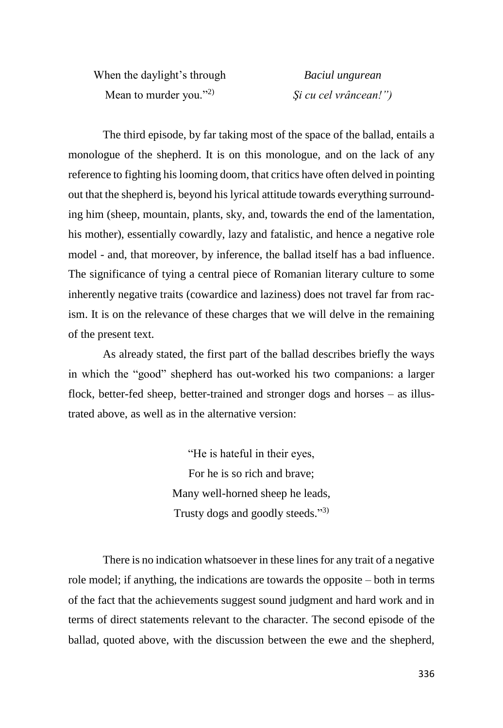When the daylight's through
Mean to murder you."[2]

*Baciul ungurean*
*Şi cu cel vrâncean!")*

The third episode, by far taking most of the space of the ballad, entails a monologue of the shepherd. It is on this monologue, and on the lack of any reference to fighting his looming doom, that critics have often delved in pointing out that the shepherd is, beyond his lyrical attitude towards everything surrounding him (sheep, mountain, plants, sky, and, towards the end of the lamentation, his mother), essentially cowardly, lazy and fatalistic, and hence a negative role model - and, that moreover, by inference, the ballad itself has a bad influence. The significance of tying a central piece of Romanian literary culture to some inherently negative traits (cowardice and laziness) does not travel far from racism. It is on the relevance of these charges that we will delve in the remaining of the present text.

As already stated, the first part of the ballad describes briefly the ways in which the "good" shepherd has out-worked his two companions: a larger flock, better-fed sheep, better-trained and stronger dogs and horses – as illustrated above, as well as in the alternative version:

"He is hateful in their eyes,
For he is so rich and brave;
Many well-horned sheep he leads,
Trusty dogs and goodly steeds."[3]

There is no indication whatsoever in these lines for any trait of a negative role model; if anything, the indications are towards the opposite – both in terms of the fact that the achievements suggest sound judgment and hard work and in terms of direct statements relevant to the character. The second episode of the ballad, quoted above, with the discussion between the ewe and the shepherd,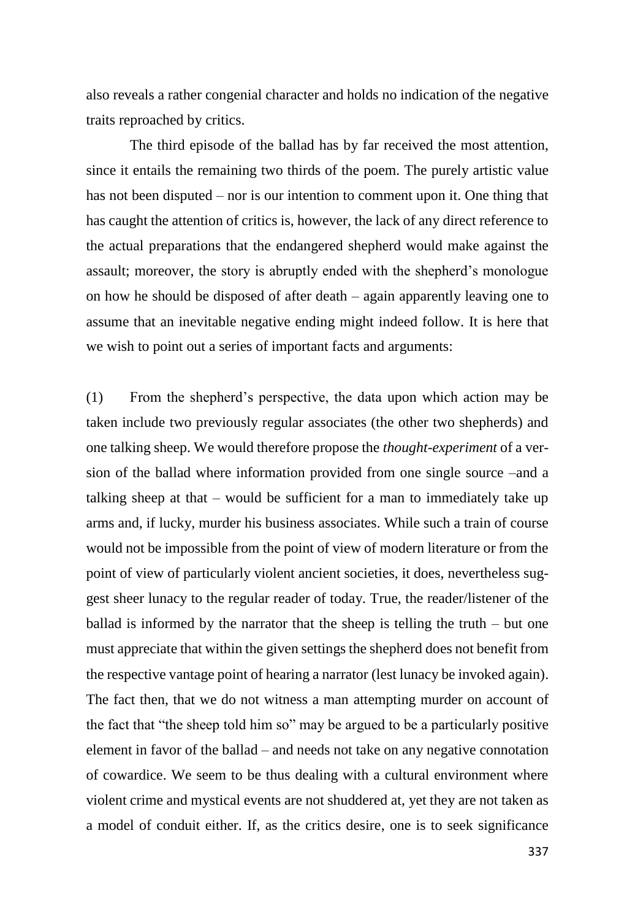also reveals a rather congenial character and holds no indication of the negative traits reproached by critics.

The third episode of the ballad has by far received the most attention, since it entails the remaining two thirds of the poem. The purely artistic value has not been disputed – nor is our intention to comment upon it. One thing that has caught the attention of critics is, however, the lack of any direct reference to the actual preparations that the endangered shepherd would make against the assault; moreover, the story is abruptly ended with the shepherd's monologue on how he should be disposed of after death – again apparently leaving one to assume that an inevitable negative ending might indeed follow. It is here that we wish to point out a series of important facts and arguments:

(1) From the shepherd's perspective, the data upon which action may be taken include two previously regular associates (the other two shepherds) and one talking sheep. We would therefore propose the *thought-experiment* of a version of the ballad where information provided from one single source –and a talking sheep at that – would be sufficient for a man to immediately take up arms and, if lucky, murder his business associates. While such a train of course would not be impossible from the point of view of modern literature or from the point of view of particularly violent ancient societies, it does, nevertheless suggest sheer lunacy to the regular reader of today. True, the reader/listener of the ballad is informed by the narrator that the sheep is telling the truth – but one must appreciate that within the given settings the shepherd does not benefit from the respective vantage point of hearing a narrator (lest lunacy be invoked again). The fact then, that we do not witness a man attempting murder on account of the fact that "the sheep told him so" may be argued to be a particularly positive element in favor of the ballad – and needs not take on any negative connotation of cowardice. We seem to be thus dealing with a cultural environment where violent crime and mystical events are not shuddered at, yet they are not taken as a model of conduit either. If, as the critics desire, one is to seek significance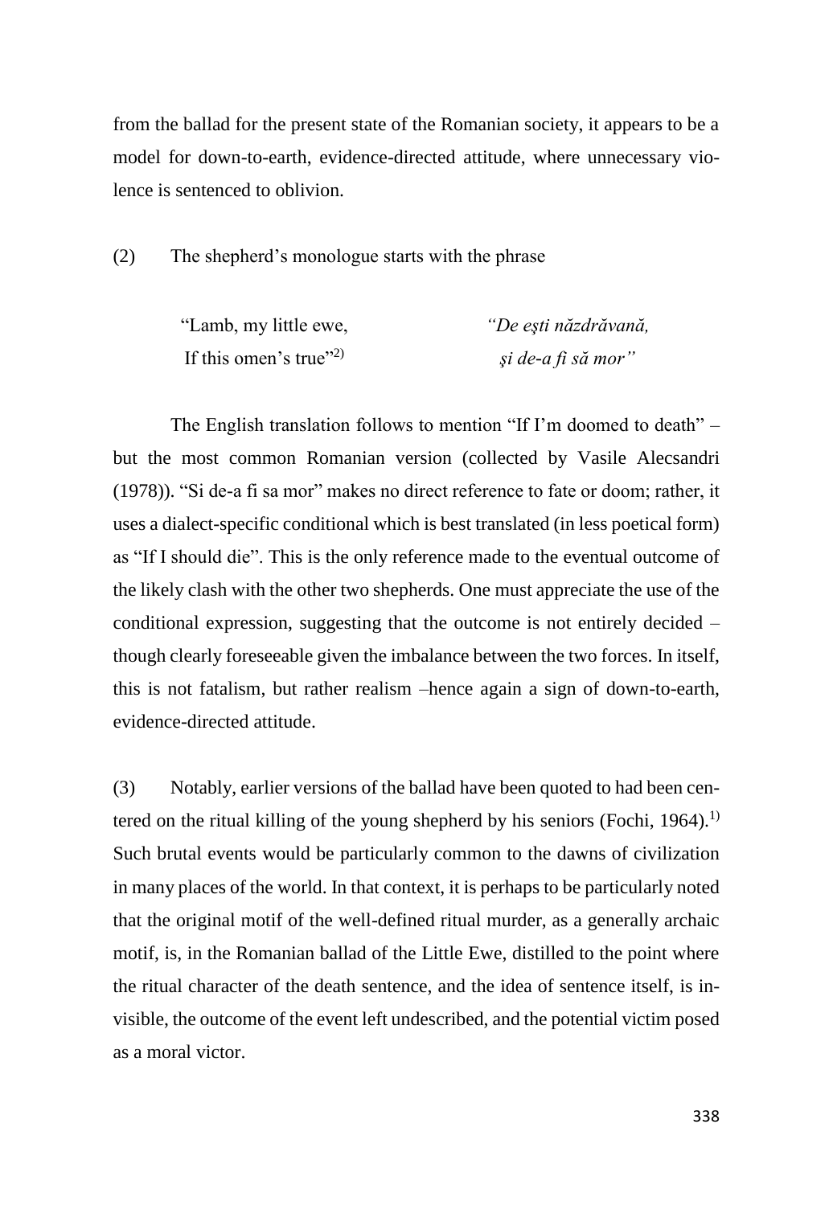from the ballad for the present state of the Romanian society, it appears to be a model for down-to-earth, evidence-directed attitude, where unnecessary violence is sentenced to oblivion.

(2) The shepherd's monologue starts with the phrase

| | |
|---|---|
| "Lamb, my little ewe,<br>If this omen's true"[2] | *"De eşti năzdrăvană,<br>şi de-a fi să mor"* |

The English translation follows to mention "If I'm doomed to death" – but the most common Romanian version (collected by Vasile Alecsandri (1978)). "Si de-a fi sa mor" makes no direct reference to fate or doom; rather, it uses a dialect-specific conditional which is best translated (in less poetical form) as "If I should die". This is the only reference made to the eventual outcome of the likely clash with the other two shepherds. One must appreciate the use of the conditional expression, suggesting that the outcome is not entirely decided – though clearly foreseeable given the imbalance between the two forces. In itself, this is not fatalism, but rather realism –hence again a sign of down-to-earth, evidence-directed attitude.

(3) Notably, earlier versions of the ballad have been quoted to had been centered on the ritual killing of the young shepherd by his seniors (Fochi, 1964).[1] Such brutal events would be particularly common to the dawns of civilization in many places of the world. In that context, it is perhaps to be particularly noted that the original motif of the well-defined ritual murder, as a generally archaic motif, is, in the Romanian ballad of the Little Ewe, distilled to the point where the ritual character of the death sentence, and the idea of sentence itself, is invisible, the outcome of the event left undescribed, and the potential victim posed as a moral victor.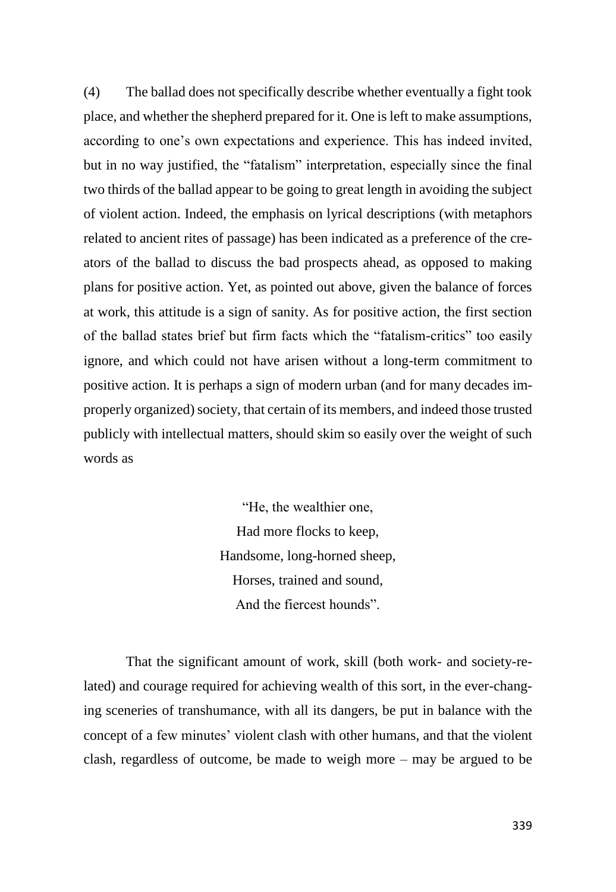(4) The ballad does not specifically describe whether eventually a fight took place, and whether the shepherd prepared for it. One is left to make assumptions, according to one's own expectations and experience. This has indeed invited, but in no way justified, the "fatalism" interpretation, especially since the final two thirds of the ballad appear to be going to great length in avoiding the subject of violent action. Indeed, the emphasis on lyrical descriptions (with metaphors related to ancient rites of passage) has been indicated as a preference of the creators of the ballad to discuss the bad prospects ahead, as opposed to making plans for positive action. Yet, as pointed out above, given the balance of forces at work, this attitude is a sign of sanity. As for positive action, the first section of the ballad states brief but firm facts which the "fatalism-critics" too easily ignore, and which could not have arisen without a long-term commitment to positive action. It is perhaps a sign of modern urban (and for many decades improperly organized) society, that certain of its members, and indeed those trusted publicly with intellectual matters, should skim so easily over the weight of such words as

> "He, the wealthier one,
> Had more flocks to keep,
> Handsome, long-horned sheep,
> Horses, trained and sound,
> And the fiercest hounds".

That the significant amount of work, skill (both work- and society-related) and courage required for achieving wealth of this sort, in the ever-changing sceneries of transhumance, with all its dangers, be put in balance with the concept of a few minutes' violent clash with other humans, and that the violent clash, regardless of outcome, be made to weigh more – may be argued to be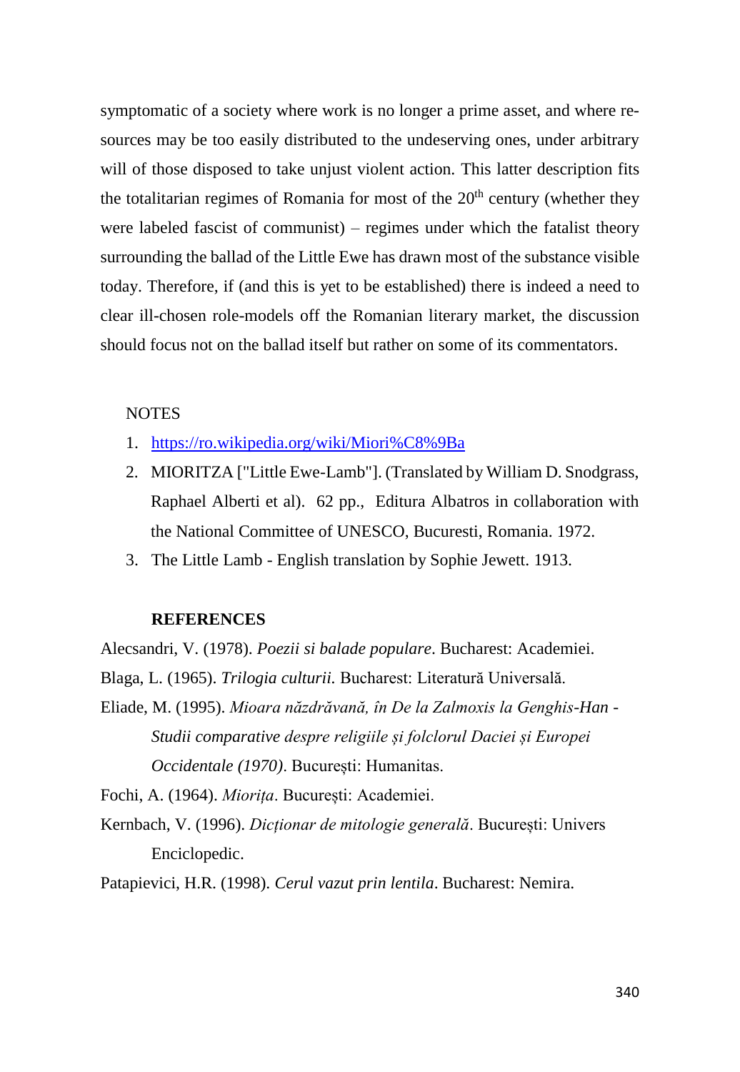symptomatic of a society where work is no longer a prime asset, and where resources may be too easily distributed to the undeserving ones, under arbitrary will of those disposed to take unjust violent action. This latter description fits the totalitarian regimes of Romania for most of the 20th century (whether they were labeled fascist of communist) – regimes under which the fatalist theory surrounding the ballad of the Little Ewe has drawn most of the substance visible today. Therefore, if (and this is yet to be established) there is indeed a need to clear ill-chosen role-models off the Romanian literary market, the discussion should focus not on the ballad itself but rather on some of its commentators.

NOTES

1. https://ro.wikipedia.org/wiki/Miori%C8%9Ba
2. MIORITZA ["Little Ewe-Lamb"]. (Translated by William D. Snodgrass, Raphael Alberti et al). 62 pp., Editura Albatros in collaboration with the National Committee of UNESCO, Bucuresti, Romania. 1972.
3. The Little Lamb - English translation by Sophie Jewett. 1913.

**REFERENCES**

Alecsandri, V. (1978). *Poezii si balade populare*. Bucharest: Academiei.

Blaga, L. (1965). *Trilogia culturii.* Bucharest: Literatură Universală.

Eliade, M. (1995). *Mioara năzdrăvană, în De la Zalmoxis la Genghis-Han - Studii comparative despre religiile și folclorul Daciei și Europei Occidentale (1970)*. București: Humanitas.

Fochi, A. (1964). *Miorița*. București: Academiei.

Kernbach, V. (1996). *Dicționar de mitologie generală*. București: Univers Enciclopedic.

Patapievici, H.R. (1998). *Cerul vazut prin lentila*. Bucharest: Nemira.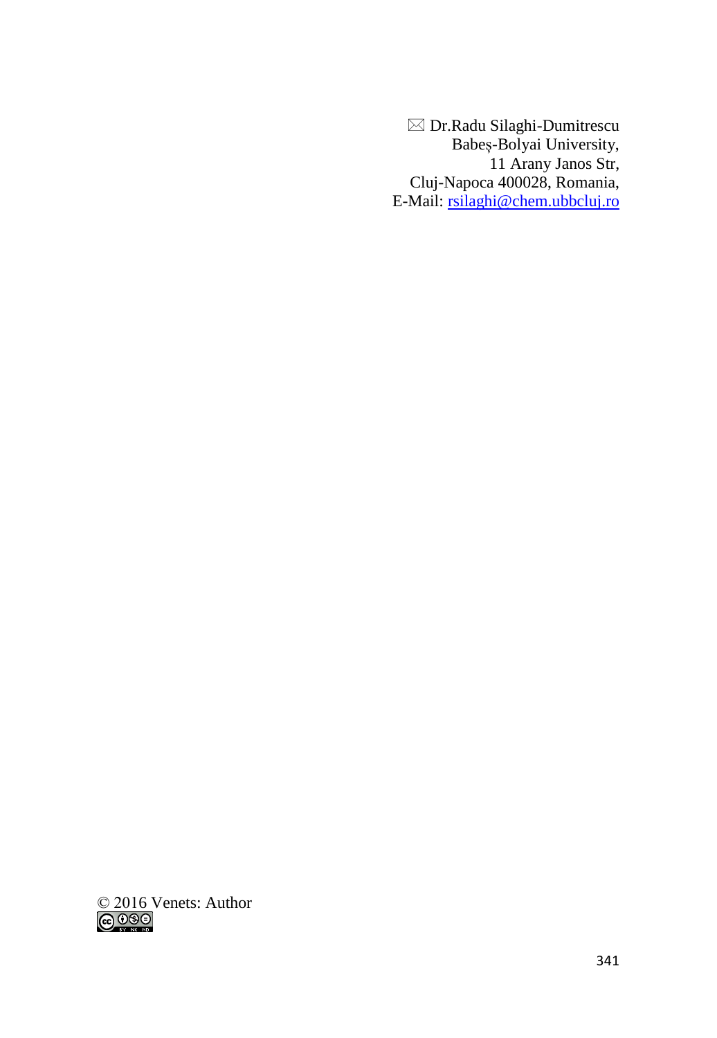✉ Dr.Radu Silaghi-Dumitrescu
Babeș-Bolyai University,
11 Arany Janos Str,
Cluj-Napoca 400028, Romania,
E-Mail: rsilaghi@chem.ubbcluj.ro

© 2016 Venets: Author